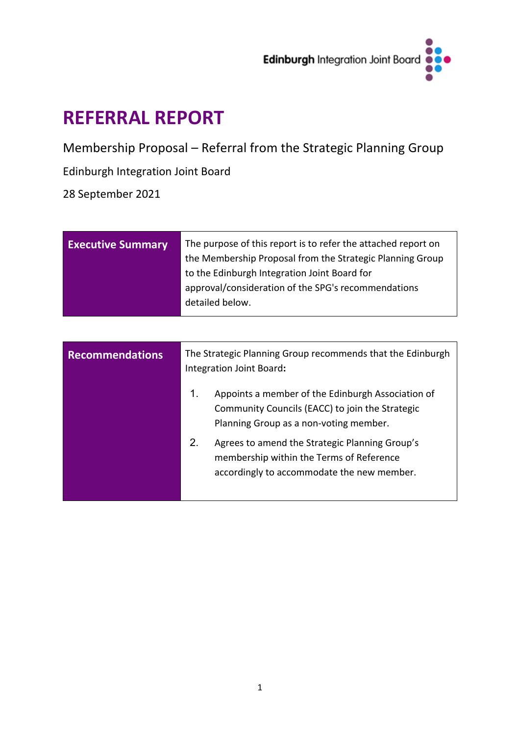Edinburgh Integration Joint Board

# REFERRAL REPORT

Membership Proposal – Referral from the Strategic Planning Group

Edinburgh Integration Joint Board

28 September 2021

| **Executive Summary** | The purpose of this report is to refer the attached report on the Membership Proposal from the Strategic Planning Group to the Edinburgh Integration Joint Board for approval/consideration of the SPG's recommendations detailed below. |
|---|---|

| **Recommendations** | The Strategic Planning Group recommends that the Edinburgh Integration Joint Board**:**<br><br>1. Appoints a member of the Edinburgh Association of Community Councils (EACC) to join the Strategic Planning Group as a non-voting member.<br>2. Agrees to amend the Strategic Planning Group's membership within the Terms of Reference accordingly to accommodate the new member. |
|---|---|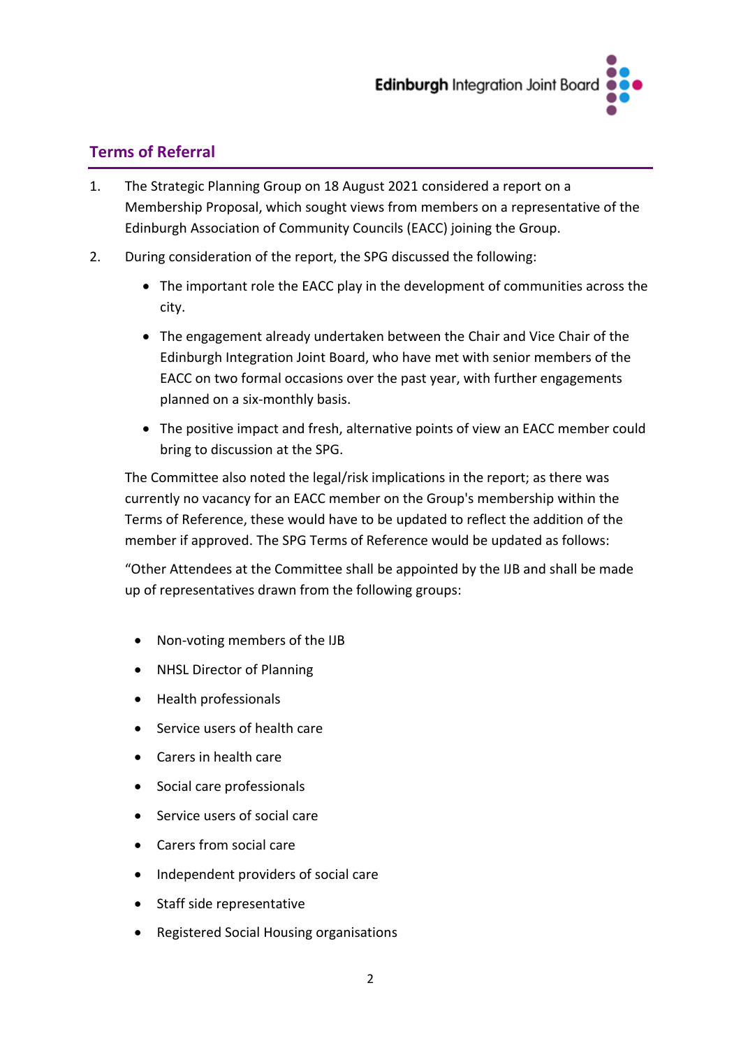## Terms of Referral

1. The Strategic Planning Group on 18 August 2021 considered a report on a Membership Proposal, which sought views from members on a representative of the Edinburgh Association of Community Councils (EACC) joining the Group.

2. During consideration of the report, the SPG discussed the following:

   - The important role the EACC play in the development of communities across the city.
   - The engagement already undertaken between the Chair and Vice Chair of the Edinburgh Integration Joint Board, who have met with senior members of the EACC on two formal occasions over the past year, with further engagements planned on a six-monthly basis.
   - The positive impact and fresh, alternative points of view an EACC member could bring to discussion at the SPG.

   The Committee also noted the legal/risk implications in the report; as there was currently no vacancy for an EACC member on the Group's membership within the Terms of Reference, these would have to be updated to reflect the addition of the member if approved. The SPG Terms of Reference would be updated as follows:

   "Other Attendees at the Committee shall be appointed by the IJB and shall be made up of representatives drawn from the following groups:

   - Non-voting members of the IJB
   - NHSL Director of Planning
   - Health professionals
   - Service users of health care
   - Carers in health care
   - Social care professionals
   - Service users of social care
   - Carers from social care
   - Independent providers of social care
   - Staff side representative
   - Registered Social Housing organisations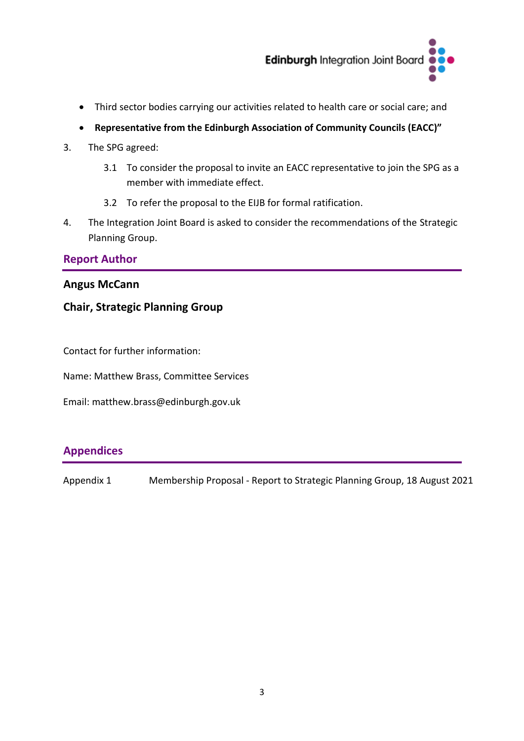- Third sector bodies carrying our activities related to health care or social care; and
- **Representative from the Edinburgh Association of Community Councils (EACC)"**

3. The SPG agreed:

   3.1 To consider the proposal to invite an EACC representative to join the SPG as a member with immediate effect.

   3.2 To refer the proposal to the EIJB for formal ratification.

4. The Integration Joint Board is asked to consider the recommendations of the Strategic Planning Group.

## Report Author

**Angus McCann**

**Chair, Strategic Planning Group**

Contact for further information:

Name: Matthew Brass, Committee Services

Email: matthew.brass@edinburgh.gov.uk

## Appendices

| | |
|---|---|
| Appendix 1 | Membership Proposal - Report to Strategic Planning Group, 18 August 2021 |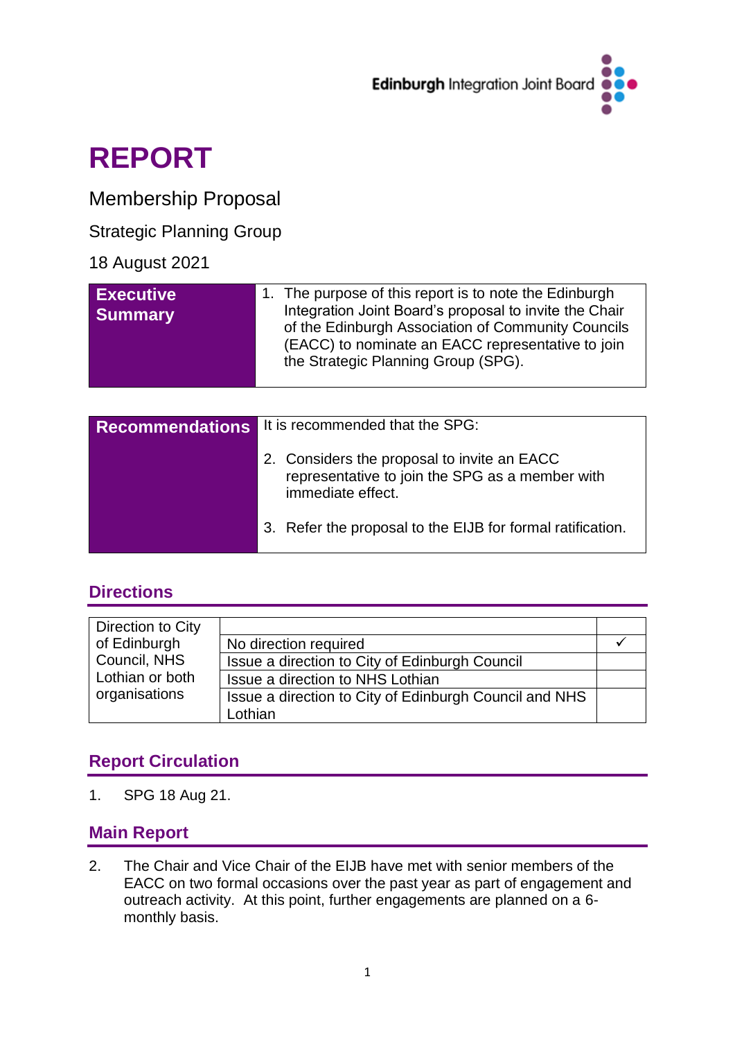Edinburgh Integration Joint Board

# REPORT

Membership Proposal

Strategic Planning Group

18 August 2021

| **Executive Summary** | 1. The purpose of this report is to note the Edinburgh Integration Joint Board's proposal to invite the Chair of the Edinburgh Association of Community Councils (EACC) to nominate an EACC representative to join the Strategic Planning Group (SPG). |
|---|---|

| **Recommendations** | It is recommended that the SPG:<br><br>2. Considers the proposal to invite an EACC representative to join the SPG as a member with immediate effect.<br><br>3. Refer the proposal to the EIJB for formal ratification. |
|---|---|

## Directions

| Direction to City of Edinburgh Council, NHS Lothian or both organisations | | |
|---|---|---|
| | No direction required | ✓ |
| | Issue a direction to City of Edinburgh Council | |
| | Issue a direction to NHS Lothian | |
| | Issue a direction to City of Edinburgh Council and NHS Lothian | |

## Report Circulation

1. SPG 18 Aug 21.

## Main Report

2. The Chair and Vice Chair of the EIJB have met with senior members of the EACC on two formal occasions over the past year as part of engagement and outreach activity. At this point, further engagements are planned on a 6-monthly basis.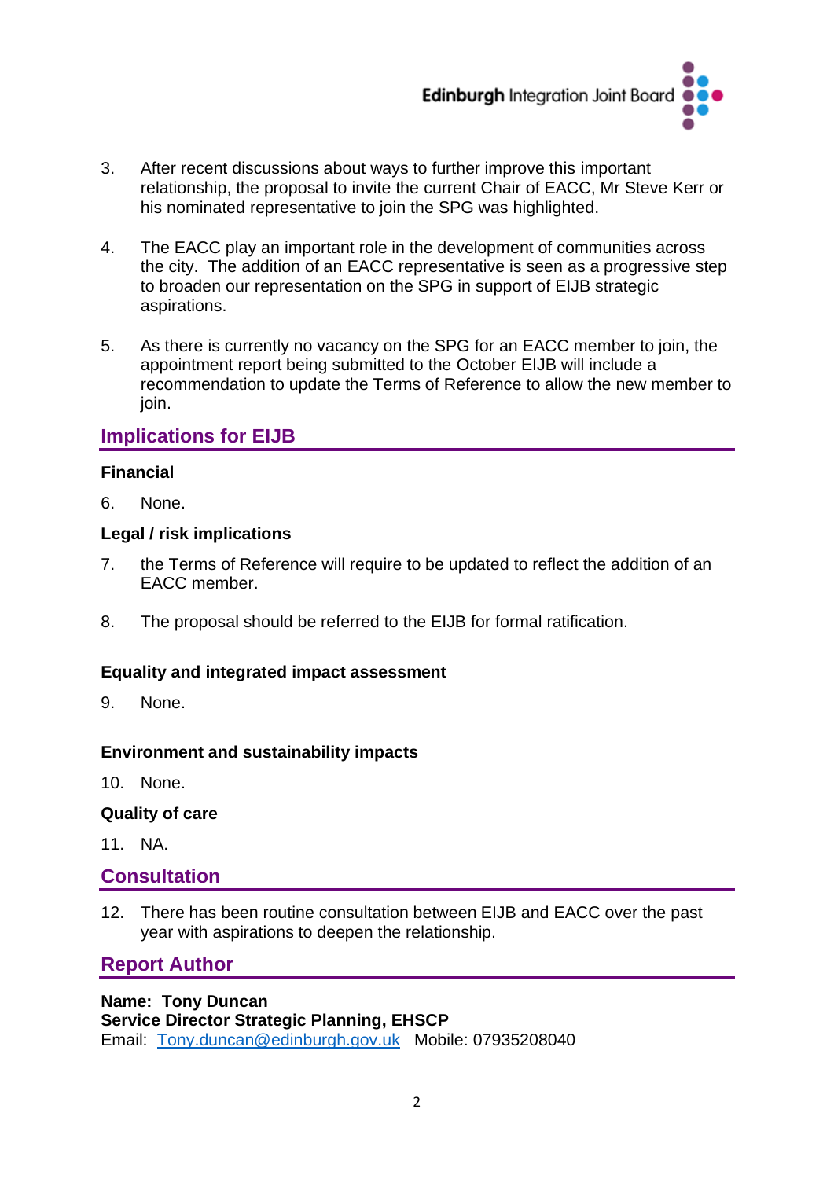3. After recent discussions about ways to further improve this important relationship, the proposal to invite the current Chair of EACC, Mr Steve Kerr or his nominated representative to join the SPG was highlighted.

4. The EACC play an important role in the development of communities across the city. The addition of an EACC representative is seen as a progressive step to broaden our representation on the SPG in support of EIJB strategic aspirations.

5. As there is currently no vacancy on the SPG for an EACC member to join, the appointment report being submitted to the October EIJB will include a recommendation to update the Terms of Reference to allow the new member to join.

## Implications for EIJB

**Financial**

6. None.

**Legal / risk implications**

7. the Terms of Reference will require to be updated to reflect the addition of an EACC member.

8. The proposal should be referred to the EIJB for formal ratification.

**Equality and integrated impact assessment**

9. None.

**Environment and sustainability impacts**

10. None.

**Quality of care**

11. NA.

## Consultation

12. There has been routine consultation between EIJB and EACC over the past year with aspirations to deepen the relationship.

## Report Author

**Name: Tony Duncan**
**Service Director Strategic Planning, EHSCP**
Email: Tony.duncan@edinburgh.gov.uk Mobile: 07935208040